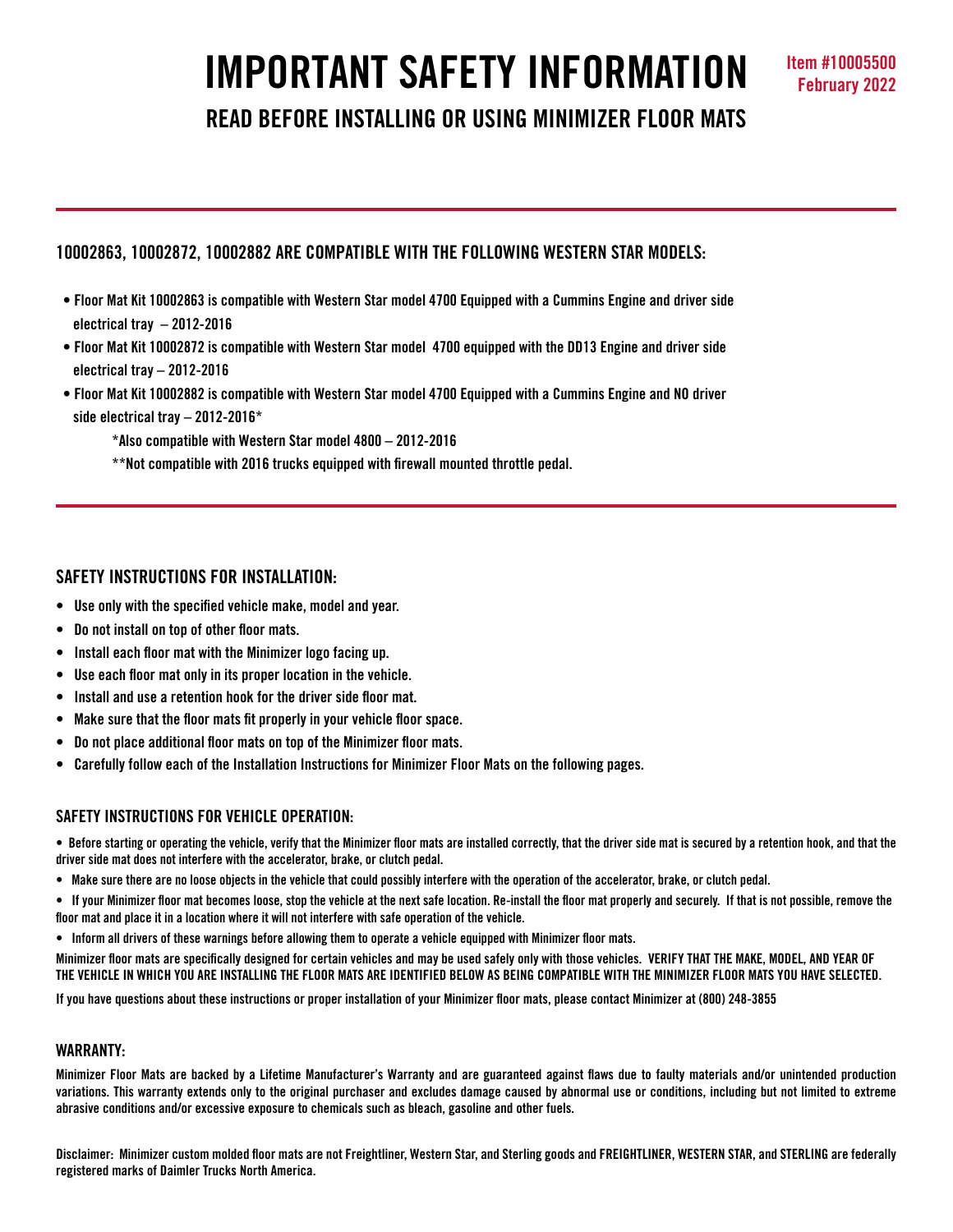# IMPORTANT SAFETY INFORMATION

**Item #10005500**
**February 2022**

## READ BEFORE INSTALLING OR USING MINIMIZER FLOOR MATS

---

### 10002863, 10002872, 10002882 ARE COMPATIBLE WITH THE FOLLOWING WESTERN STAR MODELS:

- **Floor Mat Kit 10002863 is compatible with Western Star model 4700 Equipped with a Cummins Engine and driver side electrical tray – 2012-2016**
- **Floor Mat Kit 10002872 is compatible with Western Star model 4700 equipped with the DD13 Engine and driver side electrical tray – 2012-2016**
- **Floor Mat Kit 10002882 is compatible with Western Star model 4700 Equipped with a Cummins Engine and NO driver side electrical tray – 2012-2016***

  **\*Also compatible with Western Star model 4800 – 2012-2016**

  **\*\*Not compatible with 2016 trucks equipped with firewall mounted throttle pedal.**

---

### SAFETY INSTRUCTIONS FOR INSTALLATION:

- **Use only with the specified vehicle make, model and year.**
- **Do not install on top of other floor mats.**
- **Install each floor mat with the Minimizer logo facing up.**
- **Use each floor mat only in its proper location in the vehicle.**
- **Install and use a retention hook for the driver side floor mat.**
- **Make sure that the floor mats fit properly in your vehicle floor space.**
- **Do not place additional floor mats on top of the Minimizer floor mats.**
- **Carefully follow each of the Installation Instructions for Minimizer Floor Mats on the following pages.**

### SAFETY INSTRUCTIONS FOR VEHICLE OPERATION:

- Before starting or operating the vehicle, verify that the Minimizer floor mats are installed correctly, that the driver side mat is secured by a retention hook, and that the driver side mat does not interfere with the accelerator, brake, or clutch pedal.
- Make sure there are no loose objects in the vehicle that could possibly interfere with the operation of the accelerator, brake, or clutch pedal.
- If your Minimizer floor mat becomes loose, stop the vehicle at the next safe location. Re-install the floor mat properly and securely. If that is not possible, remove the floor mat and place it in a location where it will not interfere with safe operation of the vehicle.
- Inform all drivers of these warnings before allowing them to operate a vehicle equipped with Minimizer floor mats.

Minimizer floor mats are specifically designed for certain vehicles and may be used safely only with those vehicles. VERIFY THAT THE MAKE, MODEL, AND YEAR OF THE VEHICLE IN WHICH YOU ARE INSTALLING THE FLOOR MATS ARE IDENTIFIED BELOW AS BEING COMPATIBLE WITH THE MINIMIZER FLOOR MATS YOU HAVE SELECTED.

If you have questions about these instructions or proper installation of your Minimizer floor mats, please contact Minimizer at (800) 248-3855

### WARRANTY:

Minimizer Floor Mats are backed by a Lifetime Manufacturer's Warranty and are guaranteed against flaws due to faulty materials and/or unintended production variations. This warranty extends only to the original purchaser and excludes damage caused by abnormal use or conditions, including but not limited to extreme abrasive conditions and/or excessive exposure to chemicals such as bleach, gasoline and other fuels.

Disclaimer: Minimizer custom molded floor mats are not Freightliner, Western Star, and Sterling goods and FREIGHTLINER, WESTERN STAR, and STERLING are federally registered marks of Daimler Trucks North America.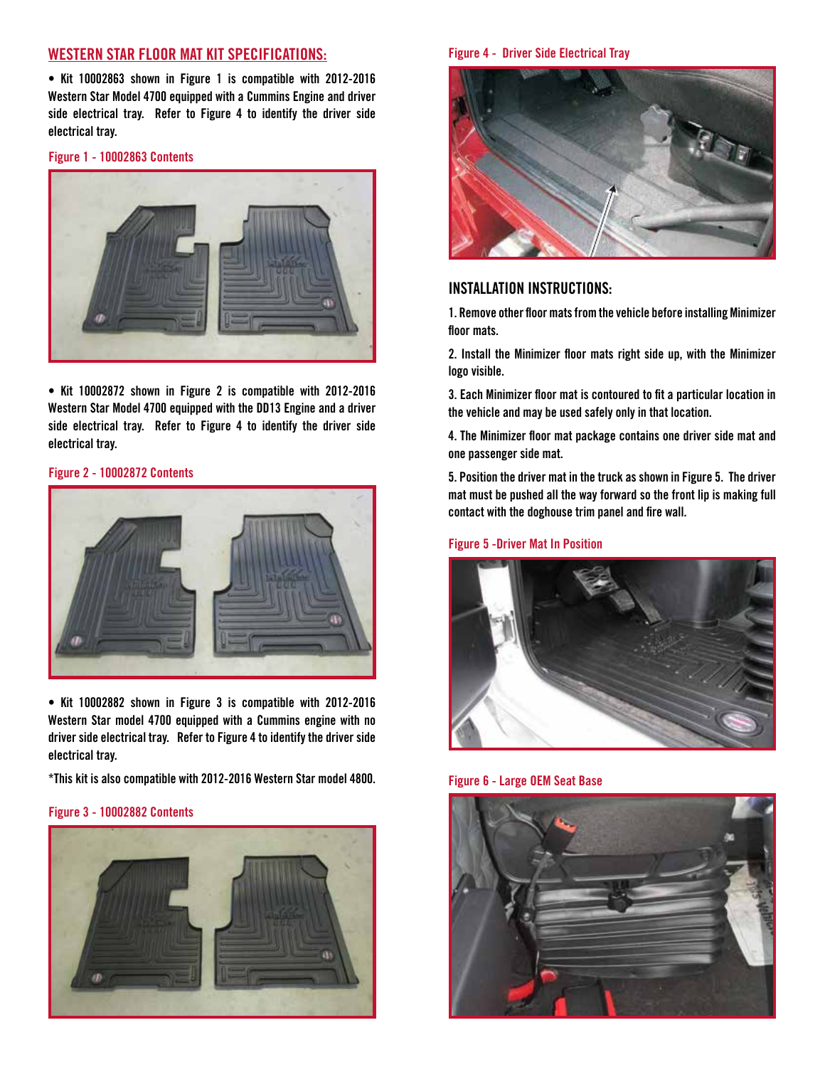## WESTERN STAR FLOOR MAT KIT SPECIFICATIONS:

• Kit 10002863 shown in Figure 1 is compatible with 2012-2016 Western Star Model 4700 equipped with a Cummins Engine and driver side electrical tray. Refer to Figure 4 to identify the driver side electrical tray.

Figure 1 - 10002863 Contents

• Kit 10002872 shown in Figure 2 is compatible with 2012-2016 Western Star Model 4700 equipped with the DD13 Engine and a driver side electrical tray. Refer to Figure 4 to identify the driver side electrical tray.

Figure 2 - 10002872 Contents

• Kit 10002882 shown in Figure 3 is compatible with 2012-2016 Western Star model 4700 equipped with a Cummins engine with no driver side electrical tray. Refer to Figure 4 to identify the driver side electrical tray.

*This kit is also compatible with 2012-2016 Western Star model 4800.

Figure 3 - 10002882 Contents

Figure 4 - Driver Side Electrical Tray

## INSTALLATION INSTRUCTIONS:

1. Remove other floor mats from the vehicle before installing Minimizer floor mats.

2. Install the Minimizer floor mats right side up, with the Minimizer logo visible.

3. Each Minimizer floor mat is contoured to fit a particular location in the vehicle and may be used safely only in that location.

4. The Minimizer floor mat package contains one driver side mat and one passenger side mat.

5. Position the driver mat in the truck as shown in Figure 5. The driver mat must be pushed all the way forward so the front lip is making full contact with the doghouse trim panel and fire wall.

Figure 5 -Driver Mat In Position

Figure 6 - Large OEM Seat Base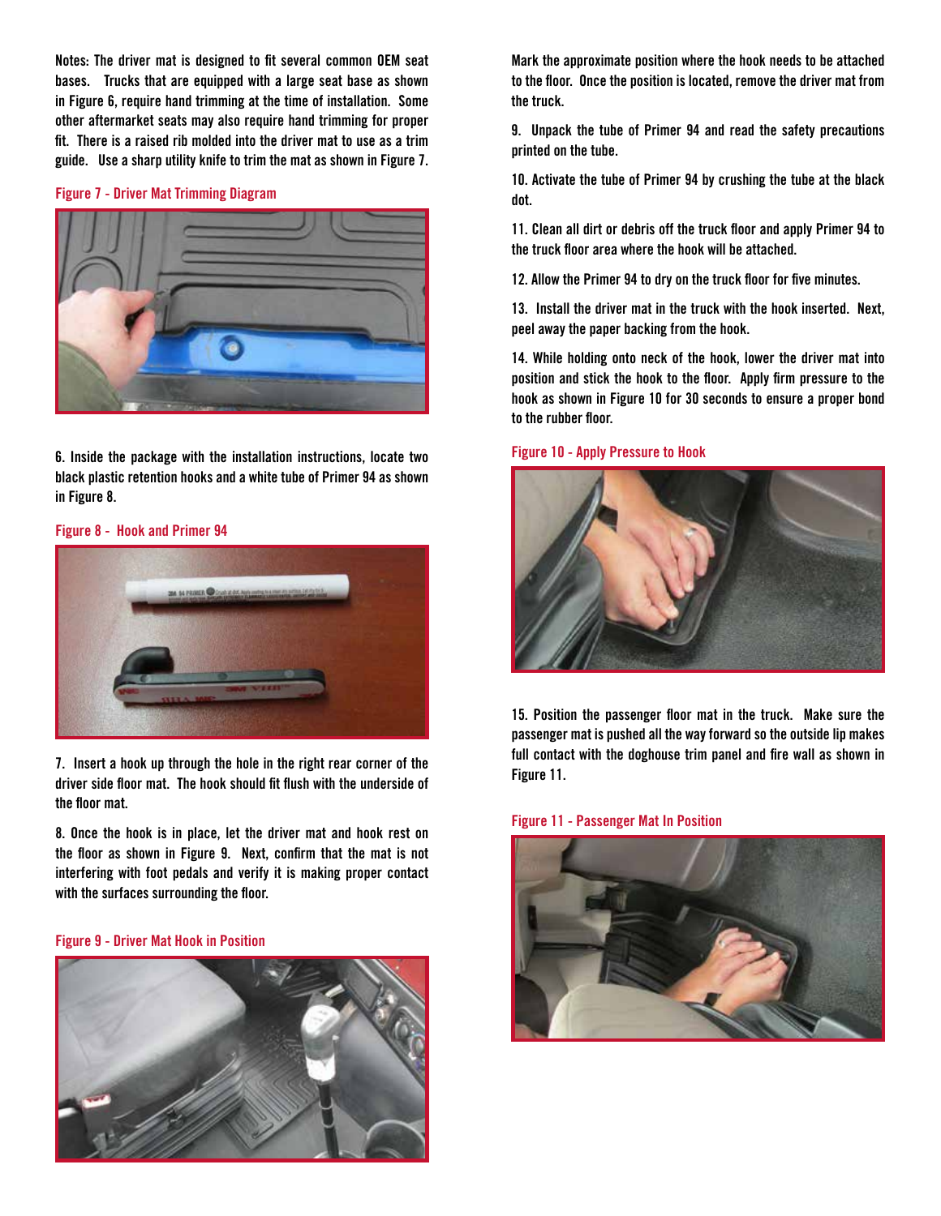Notes: The driver mat is designed to fit several common OEM seat bases. Trucks that are equipped with a large seat base as shown in Figure 6, require hand trimming at the time of installation. Some other aftermarket seats may also require hand trimming for proper fit. There is a raised rib molded into the driver mat to use as a trim guide. Use a sharp utility knife to trim the mat as shown in Figure 7.

Figure 7 - Driver Mat Trimming Diagram

6. Inside the package with the installation instructions, locate two black plastic retention hooks and a white tube of Primer 94 as shown in Figure 8.

Figure 8 - Hook and Primer 94

7. Insert a hook up through the hole in the right rear corner of the driver side floor mat. The hook should fit flush with the underside of the floor mat.

8. Once the hook is in place, let the driver mat and hook rest on the floor as shown in Figure 9. Next, confirm that the mat is not interfering with foot pedals and verify it is making proper contact with the surfaces surrounding the floor.

Figure 9 - Driver Mat Hook in Position

Mark the approximate position where the hook needs to be attached to the floor. Once the position is located, remove the driver mat from the truck.

9. Unpack the tube of Primer 94 and read the safety precautions printed on the tube.

10. Activate the tube of Primer 94 by crushing the tube at the black dot.

11. Clean all dirt or debris off the truck floor and apply Primer 94 to the truck floor area where the hook will be attached.

12. Allow the Primer 94 to dry on the truck floor for five minutes.

13. Install the driver mat in the truck with the hook inserted. Next, peel away the paper backing from the hook.

14. While holding onto neck of the hook, lower the driver mat into position and stick the hook to the floor. Apply firm pressure to the hook as shown in Figure 10 for 30 seconds to ensure a proper bond to the rubber floor.

Figure 10 - Apply Pressure to Hook

15. Position the passenger floor mat in the truck. Make sure the passenger mat is pushed all the way forward so the outside lip makes full contact with the doghouse trim panel and fire wall as shown in Figure 11.

Figure 11 - Passenger Mat In Position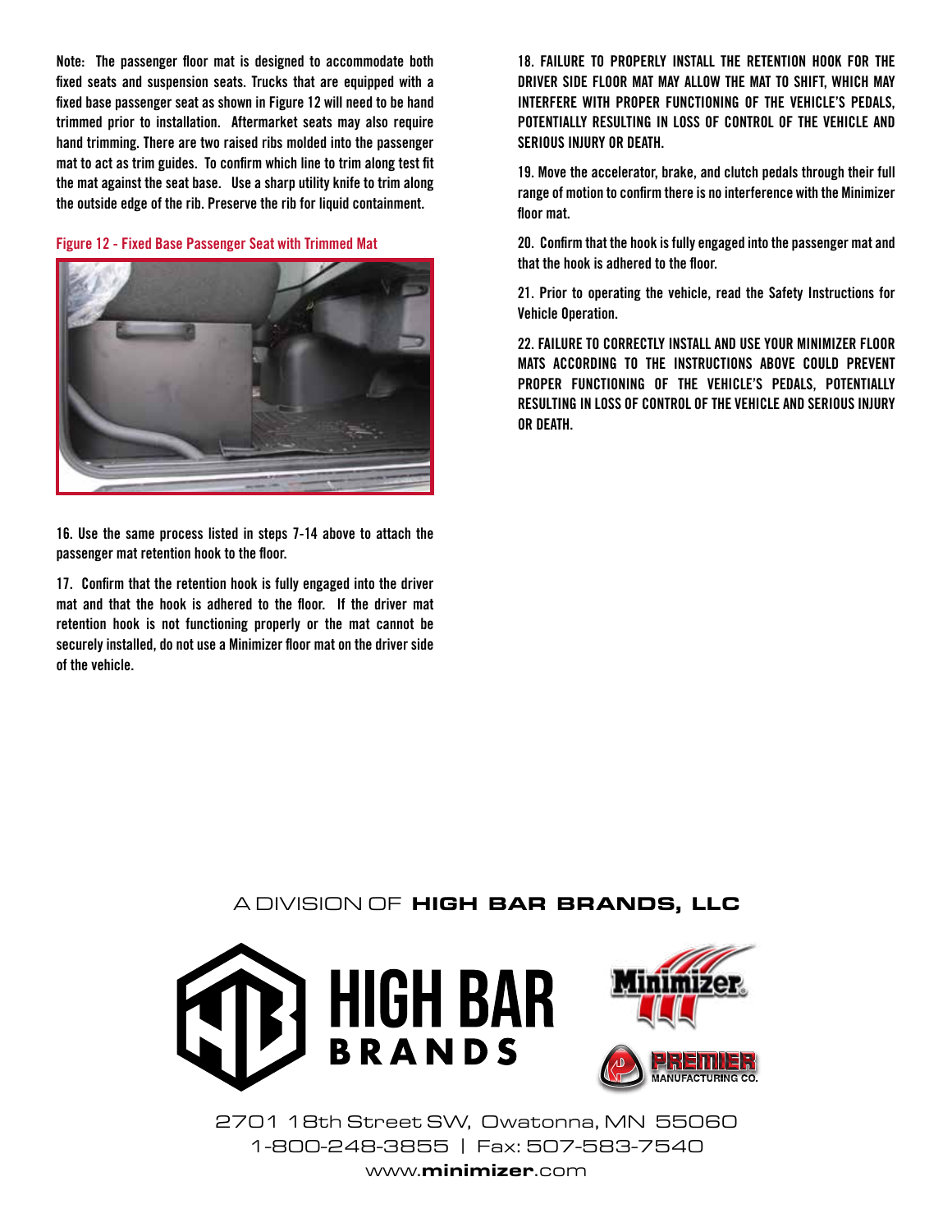**Note: The passenger floor mat is designed to accommodate both fixed seats and suspension seats. Trucks that are equipped with a fixed base passenger seat as shown in Figure 12 will need to be hand trimmed prior to installation. Aftermarket seats may also require hand trimming. There are two raised ribs molded into the passenger mat to act as trim guides. To confirm which line to trim along test fit the mat against the seat base. Use a sharp utility knife to trim along the outside edge of the rib. Preserve the rib for liquid containment.**

Figure 12 - Fixed Base Passenger Seat with Trimmed Mat

16. Use the same process listed in steps 7-14 above to attach the passenger mat retention hook to the floor.

17. Confirm that the retention hook is fully engaged into the driver mat and that the hook is adhered to the floor. If the driver mat retention hook is not functioning properly or the mat cannot be securely installed, do not use a Minimizer floor mat on the driver side of the vehicle.

18. FAILURE TO PROPERLY INSTALL THE RETENTION HOOK FOR THE DRIVER SIDE FLOOR MAT MAY ALLOW THE MAT TO SHIFT, WHICH MAY INTERFERE WITH PROPER FUNCTIONING OF THE VEHICLE'S PEDALS, POTENTIALLY RESULTING IN LOSS OF CONTROL OF THE VEHICLE AND SERIOUS INJURY OR DEATH.

19. Move the accelerator, brake, and clutch pedals through their full range of motion to confirm there is no interference with the Minimizer floor mat.

20. Confirm that the hook is fully engaged into the passenger mat and that the hook is adhered to the floor.

21. Prior to operating the vehicle, read the Safety Instructions for Vehicle Operation.

22. FAILURE TO CORRECTLY INSTALL AND USE YOUR MINIMIZER FLOOR MATS ACCORDING TO THE INSTRUCTIONS ABOVE COULD PREVENT PROPER FUNCTIONING OF THE VEHICLE'S PEDALS, POTENTIALLY RESULTING IN LOSS OF CONTROL OF THE VEHICLE AND SERIOUS INJURY OR DEATH.

A DIVISION OF **HIGH BAR BRANDS, LLC**

HIGH BAR BRANDS

Minimizer

PREMIER MANUFACTURING CO.

2701 18th Street SW, Owatonna, MN 55060
1-800-248-3855 | Fax: 507-583-7540
www.**minimizer**.com